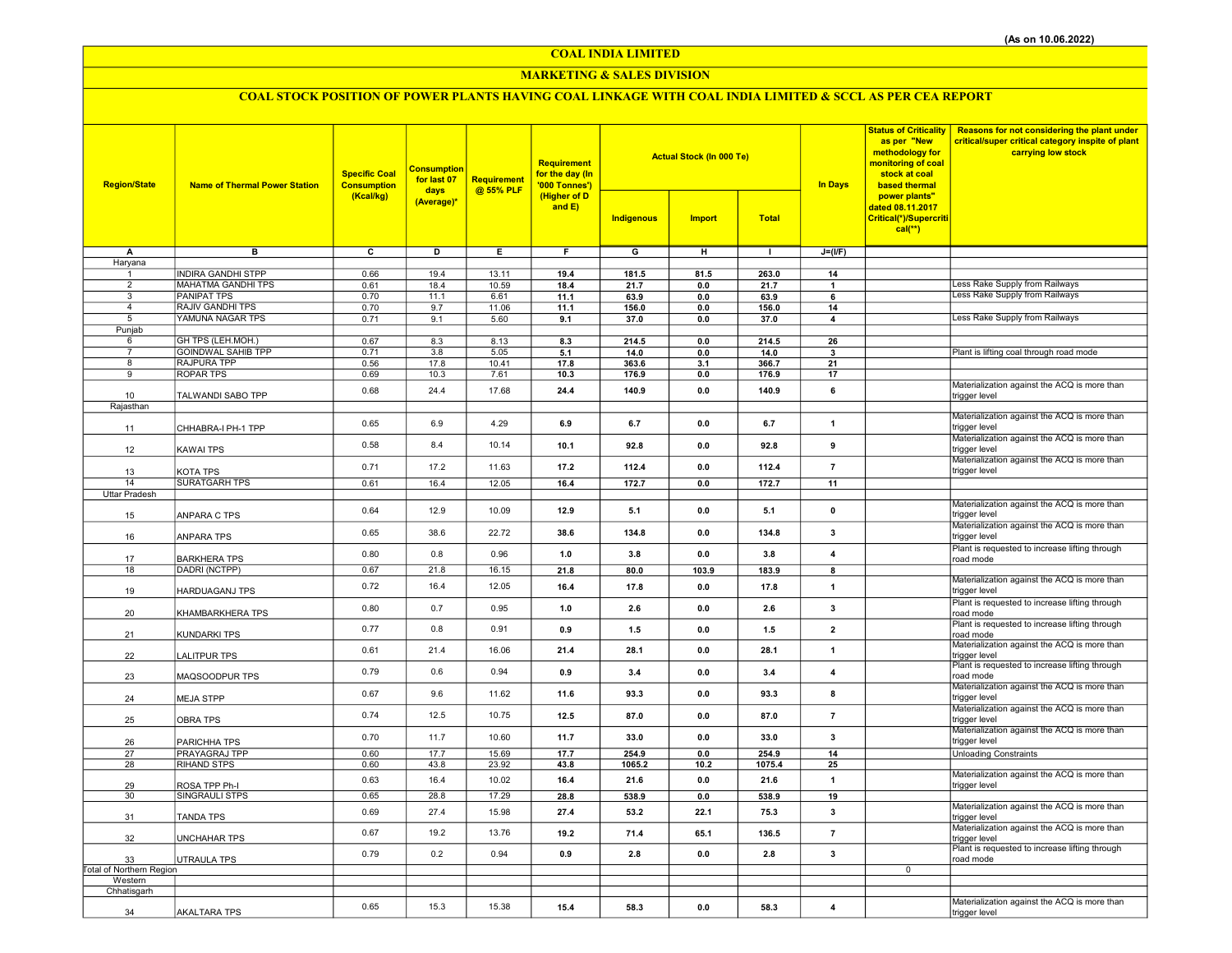(As on 10.06.2022)

# COAL INDIA LIMITED

## MARKETING & SALES DIVISION

### COAL STOCK POSITION OF POWER PLANTS HAVING COAL LINKAGE WITH COAL INDIA LIMITED & SCCL AS PER CEA REPORT

| Region/State | Name of Thermal Power Station | Specific Coal Consumption (Kcal/kg) | Consumption for last 07 days (Average)* | Requirement @ 55% PLF | Requirement for the day (In '000 Tonnes') (Higher of D and E) | Actual Stock (In 000 Te) | | | In Days | Status of Criticality as per "New methodology for monitoring of coal stock at coal based thermal power plants" dated 08.11.2017 Critical(*)/Supercritical(**) | Reasons for not considering the plant under critical/super critical category inspite of plant carrying low stock |
|---|---|---|---|---|---|---|---|---|---|---|---|
| | | | | | | Indigenous | Import | Total | | | |
| A | B | C | D | E | F | G | H | I | J=(I/F) | | |
| Haryana | | | | | | | | | | | |
| 1 | INDIRA GANDHI STPP | 0.66 | 19.4 | 13.11 | 19.4 | 181.5 | 81.5 | 263.0 | 14 | | |
| 2 | MAHATMA GANDHI TPS | 0.61 | 18.4 | 10.59 | 18.4 | 21.7 | 0.0 | 21.7 | 1 | | Less Rake Supply from Railways |
| 3 | PANIPAT TPS | 0.70 | 11.1 | 6.61 | 11.1 | 63.9 | 0.0 | 63.9 | 6 | | Less Rake Supply from Railways |
| 4 | RAJIV GANDHI TPS | 0.70 | 9.7 | 11.06 | 11.1 | 156.0 | 0.0 | 156.0 | 14 | | |
| 5 | YAMUNA NAGAR TPS | 0.71 | 9.1 | 5.60 | 9.1 | 37.0 | 0.0 | 37.0 | 4 | | Less Rake Supply from Railways |
| Punjab | | | | | | | | | | | |
| 6 | GH TPS (LEH.MOH.) | 0.67 | 8.3 | 8.13 | 8.3 | 214.5 | 0.0 | 214.5 | 26 | | |
| 7 | GOINDWAL SAHIB TPP | 0.71 | 3.8 | 5.05 | 5.1 | 14.0 | 0.0 | 14.0 | 3 | | Plant is lifting coal through road mode |
| 8 | RAJPURA TPP | 0.56 | 17.8 | 10.41 | 17.8 | 363.6 | 3.1 | 366.7 | 21 | | |
| 9 | ROPAR TPS | 0.69 | 10.3 | 7.61 | 10.3 | 176.9 | 0.0 | 176.9 | 17 | | |
| 10 | TALWANDI SABO TPP | 0.68 | 24.4 | 17.68 | 24.4 | 140.9 | 0.0 | 140.9 | 6 | | Materialization against the ACQ is more than trigger level |
| Rajasthan | | | | | | | | | | | |
| 11 | CHHABRA-I PH-1 TPP | 0.65 | 6.9 | 4.29 | 6.9 | 6.7 | 0.0 | 6.7 | 1 | | Materialization against the ACQ is more than trigger level |
| 12 | KAWAI TPS | 0.58 | 8.4 | 10.14 | 10.1 | 92.8 | 0.0 | 92.8 | 9 | | Materialization against the ACQ is more than trigger level |
| 13 | KOTA TPS | 0.71 | 17.2 | 11.63 | 17.2 | 112.4 | 0.0 | 112.4 | 7 | | Materialization against the ACQ is more than trigger level |
| 14 | SURATGARH TPS | 0.61 | 16.4 | 12.05 | 16.4 | 172.7 | 0.0 | 172.7 | 11 | | |
| Uttar Pradesh | | | | | | | | | | | |
| 15 | ANPARA C TPS | 0.64 | 12.9 | 10.09 | 12.9 | 5.1 | 0.0 | 5.1 | 0 | | Materialization against the ACQ is more than trigger level |
| 16 | ANPARA TPS | 0.65 | 38.6 | 22.72 | 38.6 | 134.8 | 0.0 | 134.8 | 3 | | Materialization against the ACQ is more than trigger level |
| 17 | BARKHERA TPS | 0.80 | 0.8 | 0.96 | 1.0 | 3.8 | 0.0 | 3.8 | 4 | | Plant is requested to increase lifting through road mode |
| 18 | DADRI (NCTPP) | 0.67 | 21.8 | 16.15 | 21.8 | 80.0 | 103.9 | 183.9 | 8 | | |
| 19 | HARDUAGANJ TPS | 0.72 | 16.4 | 12.05 | 16.4 | 17.8 | 0.0 | 17.8 | 1 | | Materialization against the ACQ is more than trigger level |
| 20 | KHAMBARKHERA TPS | 0.80 | 0.7 | 0.95 | 1.0 | 2.6 | 0.0 | 2.6 | 3 | | Plant is requested to increase lifting through road mode |
| 21 | KUNDARKI TPS | 0.77 | 0.8 | 0.91 | 0.9 | 1.5 | 0.0 | 1.5 | 2 | | Plant is requested to increase lifting through road mode |
| 22 | LALITPUR TPS | 0.61 | 21.4 | 16.06 | 21.4 | 28.1 | 0.0 | 28.1 | 1 | | Materialization against the ACQ is more than trigger level |
| 23 | MAQSOODPUR TPS | 0.79 | 0.6 | 0.94 | 0.9 | 3.4 | 0.0 | 3.4 | 4 | | Plant is requested to increase lifting through road mode |
| 24 | MEJA STPP | 0.67 | 9.6 | 11.62 | 11.6 | 93.3 | 0.0 | 93.3 | 8 | | Materialization against the ACQ is more than trigger level |
| 25 | OBRA TPS | 0.74 | 12.5 | 10.75 | 12.5 | 87.0 | 0.0 | 87.0 | 7 | | Materialization against the ACQ is more than trigger level |
| 26 | PARICHHA TPS | 0.70 | 11.7 | 10.60 | 11.7 | 33.0 | 0.0 | 33.0 | 3 | | Materialization against the ACQ is more than trigger level |
| 27 | PRAYAGRAJ TPP | 0.60 | 17.7 | 15.69 | 17.7 | 254.9 | 0.0 | 254.9 | 14 | | Unloading Constraints |
| 28 | RIHAND STPS | 0.60 | 43.8 | 23.92 | 43.8 | 1065.2 | 10.2 | 1075.4 | 25 | | |
| 29 | ROSA TPP Ph-I | 0.63 | 16.4 | 10.02 | 16.4 | 21.6 | 0.0 | 21.6 | 1 | | Materialization against the ACQ is more than trigger level |
| 30 | SINGRAULI STPS | 0.65 | 28.8 | 17.29 | 28.8 | 538.9 | 0.0 | 538.9 | 19 | | |
| 31 | TANDA TPS | 0.69 | 27.4 | 15.98 | 27.4 | 53.2 | 22.1 | 75.3 | 3 | | Materialization against the ACQ is more than trigger level |
| 32 | UNCHAHAR TPS | 0.67 | 19.2 | 13.76 | 19.2 | 71.4 | 65.1 | 136.5 | 7 | | Materialization against the ACQ is more than trigger level |
| 33 | UTRAULA TPS | 0.79 | 0.2 | 0.94 | 0.9 | 2.8 | 0.0 | 2.8 | 3 | | Plant is requested to increase lifting through road mode |
| Total of Northern Region | | | | | | | | | | 0 | |
| Western | | | | | | | | | | | |
| Chhatisgarh | | | | | | | | | | | |
| 34 | AKALTARA TPS | 0.65 | 15.3 | 15.38 | 15.4 | 58.3 | 0.0 | 58.3 | 4 | | Materialization against the ACQ is more than trigger level |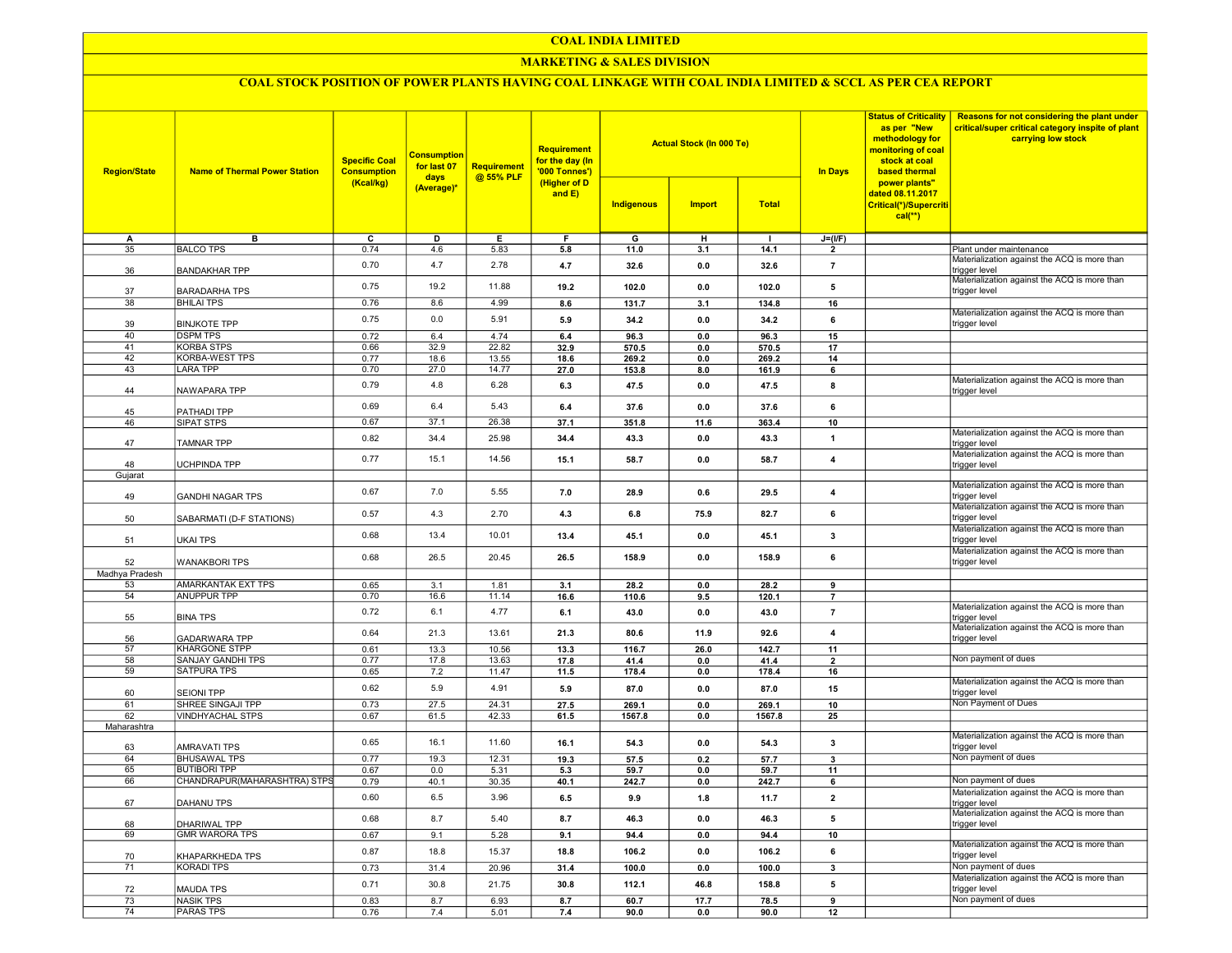# COAL INDIA LIMITED

## MARKETING & SALES DIVISION

### COAL STOCK POSITION OF POWER PLANTS HAVING COAL LINKAGE WITH COAL INDIA LIMITED & SCCL AS PER CEA REPORT

| Region/State | Name of Thermal Power Station | Specific Coal Consumption (Kcal/kg) | Consumption for last 07 days (Average)* | Requirement @ 55% PLF | Requirement for the day (In '000 Tonnes') (Higher of D and E) | Actual Stock (In 000 Te) | | | In Days | Status of Criticality as per "New methodology for monitoring of coal stock at coal based thermal power plants" dated 08.11.2017 Critical(*)/Supercritical(**) | Reasons for not considering the plant under critical/super critical category inspite of plant carrying low stock |
|---|---|---|---|---|---|---|---|---|---|---|---|
| | | | | | | Indigenous | Import | Total | | | |
| A | B | C | D | E | F | G | H | I | J=(I/F) | | |
| 35 | BALCO TPS | 0.74 | 4.6 | 5.83 | 5.8 | 11.0 | 3.1 | 14.1 | 2 | | Plant under maintenance |
| 36 | BANDAKHAR TPP | 0.70 | 4.7 | 2.78 | 4.7 | 32.6 | 0.0 | 32.6 | 7 | | Materialization against the ACQ is more than trigger level |
| 37 | BARADARHA TPS | 0.75 | 19.2 | 11.88 | 19.2 | 102.0 | 0.0 | 102.0 | 5 | | Materialization against the ACQ is more than trigger level |
| 38 | BHILAI TPS | 0.76 | 8.6 | 4.99 | 8.6 | 131.7 | 3.1 | 134.8 | 16 | | |
| 39 | BINJKOTE TPP | 0.75 | 0.0 | 5.91 | 5.9 | 34.2 | 0.0 | 34.2 | 6 | | Materialization against the ACQ is more than trigger level |
| 40 | DSPM TPS | 0.72 | 6.4 | 4.74 | 6.4 | 96.3 | 0.0 | 96.3 | 15 | | |
| 41 | KORBA STPS | 0.66 | 32.9 | 22.82 | 32.9 | 570.5 | 0.0 | 570.5 | 17 | | |
| 42 | KORBA-WEST TPS | 0.77 | 18.6 | 13.55 | 18.6 | 269.2 | 0.0 | 269.2 | 14 | | |
| 43 | LARA TPP | 0.70 | 27.0 | 14.77 | 27.0 | 153.8 | 8.0 | 161.9 | 6 | | |
| 44 | NAWAPARA TPP | 0.79 | 4.8 | 6.28 | 6.3 | 47.5 | 0.0 | 47.5 | 8 | | Materialization against the ACQ is more than trigger level |
| 45 | PATHADI TPP | 0.69 | 6.4 | 5.43 | 6.4 | 37.6 | 0.0 | 37.6 | 6 | | |
| 46 | SIPAT STPS | 0.67 | 37.1 | 26.38 | 37.1 | 351.8 | 11.6 | 363.4 | 10 | | |
| 47 | TAMNAR TPP | 0.82 | 34.4 | 25.98 | 34.4 | 43.3 | 0.0 | 43.3 | 1 | | Materialization against the ACQ is more than trigger level |
| 48 | UCHPINDA TPP | 0.77 | 15.1 | 14.56 | 15.1 | 58.7 | 0.0 | 58.7 | 4 | | Materialization against the ACQ is more than trigger level |
| Gujarat | | | | | | | | | | | |
| 49 | GANDHI NAGAR TPS | 0.67 | 7.0 | 5.55 | 7.0 | 28.9 | 0.6 | 29.5 | 4 | | Materialization against the ACQ is more than trigger level |
| 50 | SABARMATI (D-F STATIONS) | 0.57 | 4.3 | 2.70 | 4.3 | 6.8 | 75.9 | 82.7 | 6 | | Materialization against the ACQ is more than trigger level |
| 51 | UKAI TPS | 0.68 | 13.4 | 10.01 | 13.4 | 45.1 | 0.0 | 45.1 | 3 | | Materialization against the ACQ is more than trigger level |
| 52 | WANAKBORI TPS | 0.68 | 26.5 | 20.45 | 26.5 | 158.9 | 0.0 | 158.9 | 6 | | Materialization against the ACQ is more than trigger level |
| Madhya Pradesh | | | | | | | | | | | |
| 53 | AMARKANTAK EXT TPS | 0.65 | 3.1 | 1.81 | 3.1 | 28.2 | 0.0 | 28.2 | 9 | | |
| 54 | ANUPPUR TPP | 0.70 | 16.6 | 11.14 | 16.6 | 110.6 | 9.5 | 120.1 | 7 | | |
| 55 | BINA TPS | 0.72 | 6.1 | 4.77 | 6.1 | 43.0 | 0.0 | 43.0 | 7 | | Materialization against the ACQ is more than trigger level |
| 56 | GADARWARA TPP | 0.64 | 21.3 | 13.61 | 21.3 | 80.6 | 11.9 | 92.6 | 4 | | Materialization against the ACQ is more than trigger level |
| 57 | KHARGONE STPP | 0.61 | 13.3 | 10.56 | 13.3 | 116.7 | 26.0 | 142.7 | 11 | | |
| 58 | SANJAY GANDHI TPS | 0.77 | 17.8 | 13.63 | 17.8 | 41.4 | 0.0 | 41.4 | 2 | | Non payment of dues |
| 59 | SATPURA TPS | 0.65 | 7.2 | 11.47 | 11.5 | 178.4 | 0.0 | 178.4 | 16 | | |
| 60 | SEIONI TPP | 0.62 | 5.9 | 4.91 | 5.9 | 87.0 | 0.0 | 87.0 | 15 | | Materialization against the ACQ is more than trigger level |
| 61 | SHREE SINGAJI TPP | 0.73 | 27.5 | 24.31 | 27.5 | 269.1 | 0.0 | 269.1 | 10 | | Non Payment of Dues |
| 62 | VINDHYACHAL STPS | 0.67 | 61.5 | 42.33 | 61.5 | 1567.8 | 0.0 | 1567.8 | 25 | | |
| Maharashtra | | | | | | | | | | | |
| 63 | AMRAVATI TPS | 0.65 | 16.1 | 11.60 | 16.1 | 54.3 | 0.0 | 54.3 | 3 | | Materialization against the ACQ is more than trigger level |
| 64 | BHUSAWAL TPS | 0.77 | 19.3 | 12.31 | 19.3 | 57.5 | 0.2 | 57.7 | 3 | | Non payment of dues |
| 65 | BUTIBORI TPP | 0.67 | 0.0 | 5.31 | 5.3 | 59.7 | 0.0 | 59.7 | 11 | | |
| 66 | CHANDRAPUR(MAHARASHTRA) STPS | 0.79 | 40.1 | 30.35 | 40.1 | 242.7 | 0.0 | 242.7 | 6 | | Non payment of dues |
| 67 | DAHANU TPS | 0.60 | 6.5 | 3.96 | 6.5 | 9.9 | 1.8 | 11.7 | 2 | | Materialization against the ACQ is more than trigger level |
| 68 | DHARIWAL TPP | 0.68 | 8.7 | 5.40 | 8.7 | 46.3 | 0.0 | 46.3 | 5 | | Materialization against the ACQ is more than trigger level |
| 69 | GMR WARORA TPS | 0.67 | 9.1 | 5.28 | 9.1 | 94.4 | 0.0 | 94.4 | 10 | | |
| 70 | KHAPARKHEDA TPS | 0.87 | 18.8 | 15.37 | 18.8 | 106.2 | 0.0 | 106.2 | 6 | | Materialization against the ACQ is more than trigger level |
| 71 | KORADI TPS | 0.73 | 31.4 | 20.96 | 31.4 | 100.0 | 0.0 | 100.0 | 3 | | Non payment of dues |
| 72 | MAUDA TPS | 0.71 | 30.8 | 21.75 | 30.8 | 112.1 | 46.8 | 158.8 | 5 | | Materialization against the ACQ is more than trigger level |
| 73 | NASIK TPS | 0.83 | 8.7 | 6.93 | 8.7 | 60.7 | 17.7 | 78.5 | 9 | | Non payment of dues |
| 74 | PARAS TPS | 0.76 | 7.4 | 5.01 | 7.4 | 90.0 | 0.0 | 90.0 | 12 | | |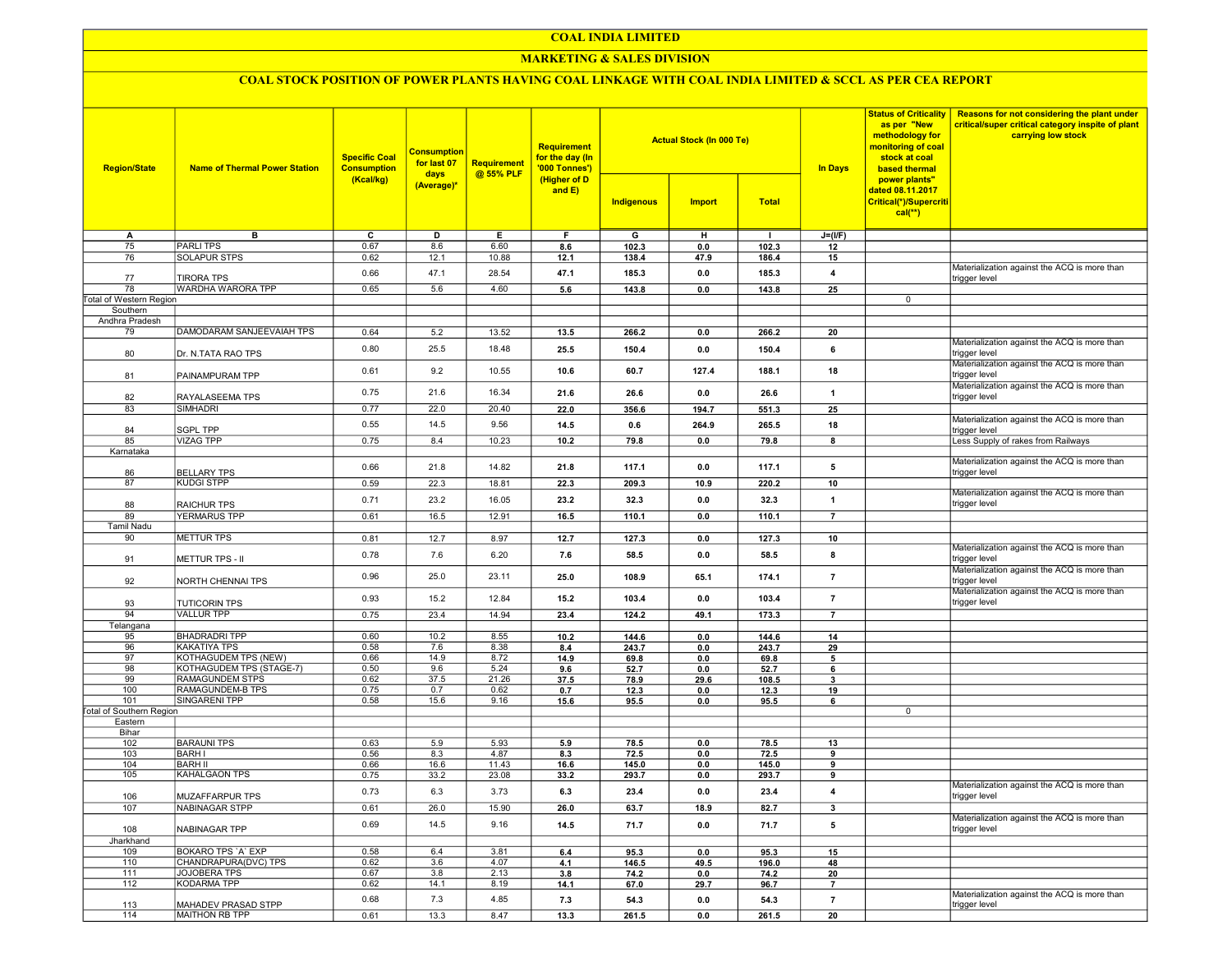# COAL INDIA LIMITED

## MARKETING & SALES DIVISION

### COAL STOCK POSITION OF POWER PLANTS HAVING COAL LINKAGE WITH COAL INDIA LIMITED & SCCL AS PER CEA REPORT

| Region/State | Name of Thermal Power Station | Specific Coal Consumption (Kcal/kg) | Consumption for last 07 days (Average)* | Requirement @ 55% PLF | Requirement for the day (In '000 Tonnes') (Higher of D and E) | Actual Stock (In 000 Te) | | | In Days | Status of Criticality as per "New methodology for monitoring of coal stock at coal based thermal power plants" dated 08.11.2017 Critical(*)/Supercritical(**) | Reasons for not considering the plant under critical/super critical category inspite of plant carrying low stock |
|---|---|---|---|---|---|---|---|---|---|---|---|
| | | | | | | Indigenous | Import | Total | | | |
| A | B | C | D | E | F | G | H | I | J=(I/F) | | |
| 75 | PARLI TPS | 0.67 | 8.6 | 6.60 | 8.6 | 102.3 | 0.0 | 102.3 | 12 | | |
| 76 | SOLAPUR STPS | 0.62 | 12.1 | 10.88 | 12.1 | 138.4 | 47.9 | 186.4 | 15 | | |
| 77 | TIRORA TPS | 0.66 | 47.1 | 28.54 | 47.1 | 185.3 | 0.0 | 185.3 | 4 | | Materialization against the ACQ is more than trigger level |
| 78 | WARDHA WARORA TPP | 0.65 | 5.6 | 4.60 | 5.6 | 143.8 | 0.0 | 143.8 | 25 | | |
| Total of Western Region | | | | | | | | | | 0 | |
| Southern | | | | | | | | | | | |
| Andhra Pradesh | | | | | | | | | | | |
| 79 | DAMODARAM SANJEEVAIAH TPS | 0.64 | 5.2 | 13.52 | 13.5 | 266.2 | 0.0 | 266.2 | 20 | | |
| 80 | Dr. N.TATA RAO TPS | 0.80 | 25.5 | 18.48 | 25.5 | 150.4 | 0.0 | 150.4 | 6 | | Materialization against the ACQ is more than trigger level |
| 81 | PAINAMPURAM TPP | 0.61 | 9.2 | 10.55 | 10.6 | 60.7 | 127.4 | 188.1 | 18 | | Materialization against the ACQ is more than trigger level |
| 82 | RAYALASEEMA TPS | 0.75 | 21.6 | 16.34 | 21.6 | 26.6 | 0.0 | 26.6 | 1 | | Materialization against the ACQ is more than trigger level |
| 83 | SIMHADRI | 0.77 | 22.0 | 20.40 | 22.0 | 356.6 | 194.7 | 551.3 | 25 | | |
| 84 | SGPL TPP | 0.55 | 14.5 | 9.56 | 14.5 | 0.6 | 264.9 | 265.5 | 18 | | Materialization against the ACQ is more than trigger level |
| 85 | VIZAG TPP | 0.75 | 8.4 | 10.23 | 10.2 | 79.8 | 0.0 | 79.8 | 8 | | Less Supply of rakes from Railways |
| Karnataka | | | | | | | | | | | |
| 86 | BELLARY TPS | 0.66 | 21.8 | 14.82 | 21.8 | 117.1 | 0.0 | 117.1 | 5 | | Materialization against the ACQ is more than trigger level |
| 87 | KUDGI STPP | 0.59 | 22.3 | 18.81 | 22.3 | 209.3 | 10.9 | 220.2 | 10 | | |
| 88 | RAICHUR TPS | 0.71 | 23.2 | 16.05 | 23.2 | 32.3 | 0.0 | 32.3 | 1 | | Materialization against the ACQ is more than trigger level |
| 89 | YERMARUS TPP | 0.61 | 16.5 | 12.91 | 16.5 | 110.1 | 0.0 | 110.1 | 7 | | |
| Tamil Nadu | | | | | | | | | | | |
| 90 | METTUR TPS | 0.81 | 12.7 | 8.97 | 12.7 | 127.3 | 0.0 | 127.3 | 10 | | |
| 91 | METTUR TPS - II | 0.78 | 7.6 | 6.20 | 7.6 | 58.5 | 0.0 | 58.5 | 8 | | Materialization against the ACQ is more than trigger level |
| 92 | NORTH CHENNAI TPS | 0.96 | 25.0 | 23.11 | 25.0 | 108.9 | 65.1 | 174.1 | 7 | | Materialization against the ACQ is more than trigger level |
| 93 | TUTICORIN TPS | 0.93 | 15.2 | 12.84 | 15.2 | 103.4 | 0.0 | 103.4 | 7 | | Materialization against the ACQ is more than trigger level |
| 94 | VALLUR TPP | 0.75 | 23.4 | 14.94 | 23.4 | 124.2 | 49.1 | 173.3 | 7 | | |
| Telangana | | | | | | | | | | | |
| 95 | BHADRADRI TPP | 0.60 | 10.2 | 8.55 | 10.2 | 144.6 | 0.0 | 144.6 | 14 | | |
| 96 | KAKATIYA TPS | 0.58 | 7.6 | 8.38 | 8.4 | 243.7 | 0.0 | 243.7 | 29 | | |
| 97 | KOTHAGUDEM TPS (NEW) | 0.66 | 14.9 | 8.72 | 14.9 | 69.8 | 0.0 | 69.8 | 5 | | |
| 98 | KOTHAGUDEM TPS (STAGE-7) | 0.50 | 9.6 | 5.24 | 9.6 | 52.7 | 0.0 | 52.7 | 6 | | |
| 99 | RAMAGUNDEM STPS | 0.62 | 37.5 | 21.26 | 37.5 | 78.9 | 29.6 | 108.5 | 3 | | |
| 100 | RAMAGUNDEM-B TPS | 0.75 | 0.7 | 0.62 | 0.7 | 12.3 | 0.0 | 12.3 | 19 | | |
| 101 | SINGARENI TPP | 0.58 | 15.6 | 9.16 | 15.6 | 95.5 | 0.0 | 95.5 | 6 | | |
| Total of Southern Region | | | | | | | | | | 0 | |
| Eastern | | | | | | | | | | | |
| Bihar | | | | | | | | | | | |
| 102 | BARAUNI TPS | 0.63 | 5.9 | 5.93 | 5.9 | 78.5 | 0.0 | 78.5 | 13 | | |
| 103 | BARH I | 0.56 | 8.3 | 4.87 | 8.3 | 72.5 | 0.0 | 72.5 | 9 | | |
| 104 | BARH II | 0.66 | 16.6 | 11.43 | 16.6 | 145.0 | 0.0 | 145.0 | 9 | | |
| 105 | KAHALGAON TPS | 0.75 | 33.2 | 23.08 | 33.2 | 293.7 | 0.0 | 293.7 | 9 | | |
| 106 | MUZAFFARPUR TPS | 0.73 | 6.3 | 3.73 | 6.3 | 23.4 | 0.0 | 23.4 | 4 | | Materialization against the ACQ is more than trigger level |
| 107 | NABINAGAR STPP | 0.61 | 26.0 | 15.90 | 26.0 | 63.7 | 18.9 | 82.7 | 3 | | |
| 108 | NABINAGAR TPP | 0.69 | 14.5 | 9.16 | 14.5 | 71.7 | 0.0 | 71.7 | 5 | | Materialization against the ACQ is more than trigger level |
| Jharkhand | | | | | | | | | | | |
| 109 | BOKARO TPS `A` EXP | 0.58 | 6.4 | 3.81 | 6.4 | 95.3 | 0.0 | 95.3 | 15 | | |
| 110 | CHANDRAPURA(DVC) TPS | 0.62 | 3.6 | 4.07 | 4.1 | 146.5 | 49.5 | 196.0 | 48 | | |
| 111 | JOJOBERA TPS | 0.67 | 3.8 | 2.13 | 3.8 | 74.2 | 0.0 | 74.2 | 20 | | |
| 112 | KODARMA TPP | 0.62 | 14.1 | 8.19 | 14.1 | 67.0 | 29.7 | 96.7 | 7 | | |
| 113 | MAHADEV PRASAD STPP | 0.68 | 7.3 | 4.85 | 7.3 | 54.3 | 0.0 | 54.3 | 7 | | Materialization against the ACQ is more than trigger level |
| 114 | MAITHON RB TPP | 0.61 | 13.3 | 8.47 | 13.3 | 261.5 | 0.0 | 261.5 | 20 | | |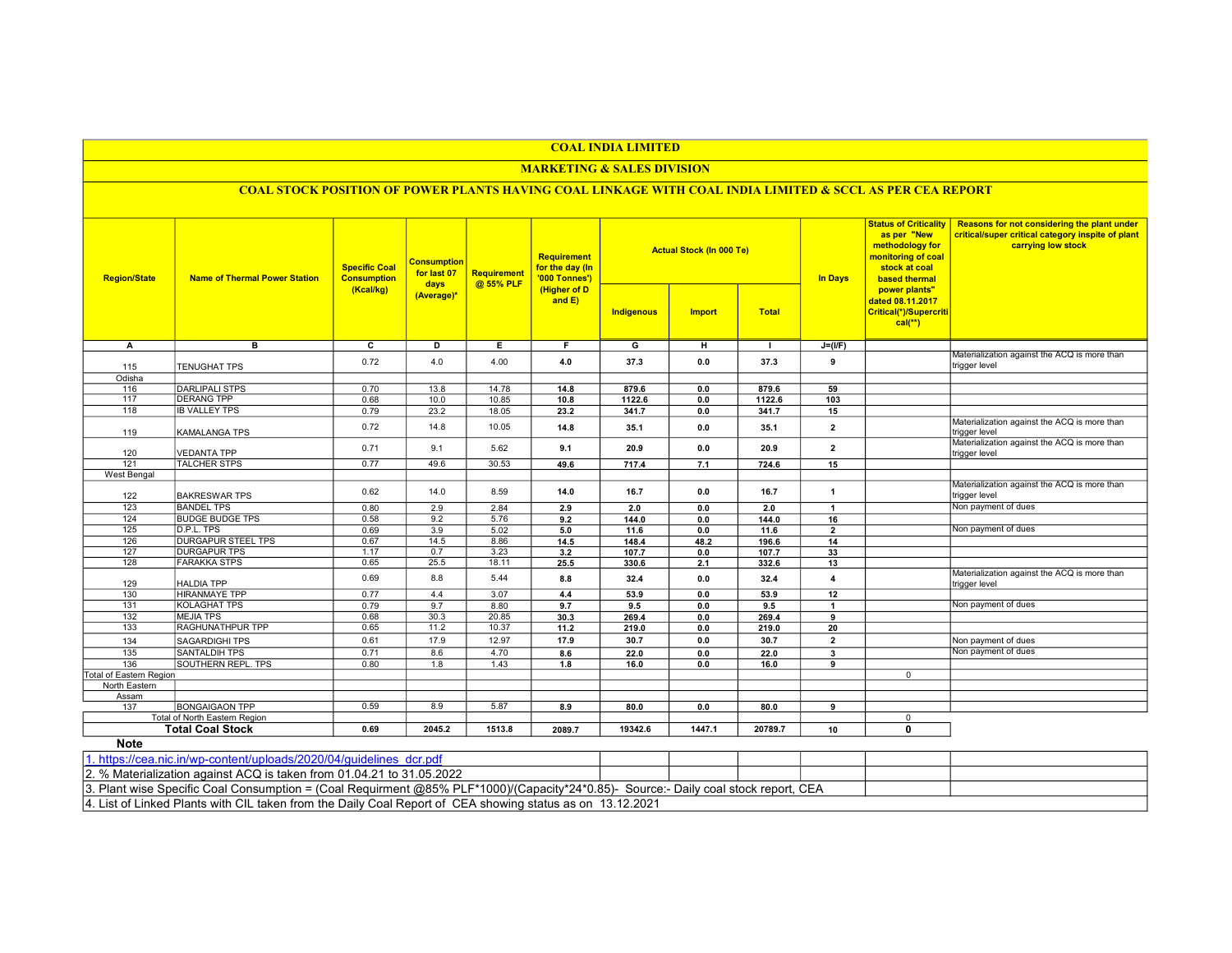# COAL INDIA LIMITED

## MARKETING & SALES DIVISION

### COAL STOCK POSITION OF POWER PLANTS HAVING COAL LINKAGE WITH COAL INDIA LIMITED & SCCL AS PER CEA REPORT

| Region/State | Name of Thermal Power Station | Specific Coal Consumption (Kcal/kg) | Consumption for last 07 days (Average)* | Requirement @ 55% PLF | Requirement for the day (In '000 Tonnes') (Higher of D and E) | Actual Stock (In 000 Te) | | | In Days | Status of Criticality as per "New methodology for monitoring of coal stock at coal based thermal power plants" dated 08.11.2017 Critical(*)/Supercritical(**) | Reasons for not considering the plant under critical/super critical category inspite of plant carrying low stock |
|---|---|---|---|---|---|---|---|---|---|---|---|
| | | | | | | Indigenous | Import | Total | | | |
| A | B | C | D | E | F | G | H | I | J=(I/F) | | |
| 115 | TENUGHAT TPS | 0.72 | 4.0 | 4.00 | 4.0 | 37.3 | 0.0 | 37.3 | 9 | | Materialization against the ACQ is more than trigger level |
| Odisha | | | | | | | | | | | |
| 116 | DARLIPALI STPS | 0.70 | 13.8 | 14.78 | 14.8 | 879.6 | 0.0 | 879.6 | 59 | | |
| 117 | DERANG TPP | 0.68 | 10.0 | 10.85 | 10.8 | 1122.6 | 0.0 | 1122.6 | 103 | | |
| 118 | IB VALLEY TPS | 0.79 | 23.2 | 18.05 | 23.2 | 341.7 | 0.0 | 341.7 | 15 | | |
| 119 | KAMALANGA TPS | 0.72 | 14.8 | 10.05 | 14.8 | 35.1 | 0.0 | 35.1 | 2 | | Materialization against the ACQ is more than trigger level |
| 120 | VEDANTA TPP | 0.71 | 9.1 | 5.62 | 9.1 | 20.9 | 0.0 | 20.9 | 2 | | Materialization against the ACQ is more than trigger level |
| 121 | TALCHER STPS | 0.77 | 49.6 | 30.53 | 49.6 | 717.4 | 7.1 | 724.6 | 15 | | |
| West Bengal | | | | | | | | | | | |
| 122 | BAKRESWAR TPS | 0.62 | 14.0 | 8.59 | 14.0 | 16.7 | 0.0 | 16.7 | 1 | | Materialization against the ACQ is more than trigger level |
| 123 | BANDEL TPS | 0.80 | 2.9 | 2.84 | 2.9 | 2.0 | 0.0 | 2.0 | 1 | | Non payment of dues |
| 124 | BUDGE BUDGE TPS | 0.58 | 9.2 | 5.76 | 9.2 | 144.0 | 0.0 | 144.0 | 16 | | |
| 125 | D.P.L. TPS | 0.69 | 3.9 | 5.02 | 5.0 | 11.6 | 0.0 | 11.6 | 2 | | Non payment of dues |
| 126 | DURGAPUR STEEL TPS | 0.67 | 14.5 | 8.86 | 14.5 | 148.4 | 48.2 | 196.6 | 14 | | |
| 127 | DURGAPUR TPS | 1.17 | 0.7 | 3.23 | 3.2 | 107.7 | 0.0 | 107.7 | 33 | | |
| 128 | FARAKKA STPS | 0.65 | 25.5 | 18.11 | 25.5 | 330.6 | 2.1 | 332.6 | 13 | | |
| 129 | HALDIA TPP | 0.69 | 8.8 | 5.44 | 8.8 | 32.4 | 0.0 | 32.4 | 4 | | Materialization against the ACQ is more than trigger level |
| 130 | HIRANMAYE TPP | 0.77 | 4.4 | 3.07 | 4.4 | 53.9 | 0.0 | 53.9 | 12 | | |
| 131 | KOLAGHAT TPS | 0.79 | 9.7 | 8.80 | 9.7 | 9.5 | 0.0 | 9.5 | 1 | | Non payment of dues |
| 132 | MEJIA TPS | 0.68 | 30.3 | 20.85 | 30.3 | 269.4 | 0.0 | 269.4 | 9 | | |
| 133 | RAGHUNATHPUR TPP | 0.65 | 11.2 | 10.37 | 11.2 | 219.0 | 0.0 | 219.0 | 20 | | |
| 134 | SAGARDIGHI TPS | 0.61 | 17.9 | 12.97 | 17.9 | 30.7 | 0.0 | 30.7 | 2 | | Non payment of dues |
| 135 | SANTALDIH TPS | 0.71 | 8.6 | 4.70 | 8.6 | 22.0 | 0.0 | 22.0 | 3 | | Non payment of dues |
| 136 | SOUTHERN REPL. TPS | 0.80 | 1.8 | 1.43 | 1.8 | 16.0 | 0.0 | 16.0 | 9 | | |
| Total of Eastern Region | | | | | | | | | | 0 | |
| North Eastern | | | | | | | | | | | |
| Assam | | | | | | | | | | | |
| 137 | BONGAIGAON TPP | 0.59 | 8.9 | 5.87 | 8.9 | 80.0 | 0.0 | 80.0 | 9 | | |
| Total of North Eastern Region | | | | | | | | | | 0 | |
| **Total Coal Stock** | | **0.69** | **2045.2** | **1513.8** | **2089.7** | **19342.6** | **1447.1** | **20789.7** | **10** | **0** | |

**Note**

1. https://cea.nic.in/wp-content/uploads/2020/04/guidelines_dcr.pdf
2. % Materialization against ACQ is taken from 01.04.21 to 31.05.2022
3. Plant wise Specific Coal Consumption = (Coal Requirment @85% PLF*1000)/(Capacity*24*0.85)- Source:- Daily coal stock report, CEA
4. List of Linked Plants with CIL taken from the Daily Coal Report of CEA showing status as on 13.12.2021